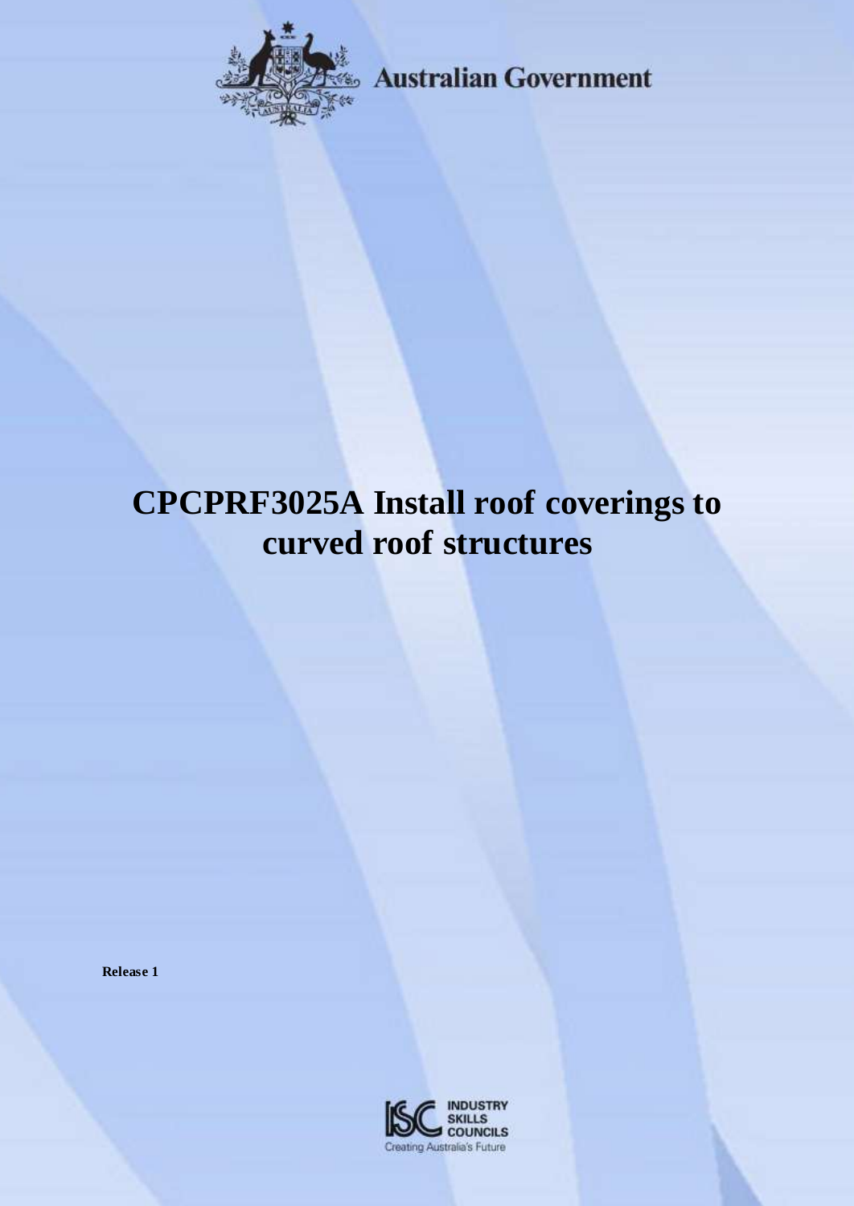Australian Government

# CPCPRF3025A Install roof coverings to curved roof structures

**Release 1**

INDUSTRY SKILLS COUNCILS
Creating Australia's Future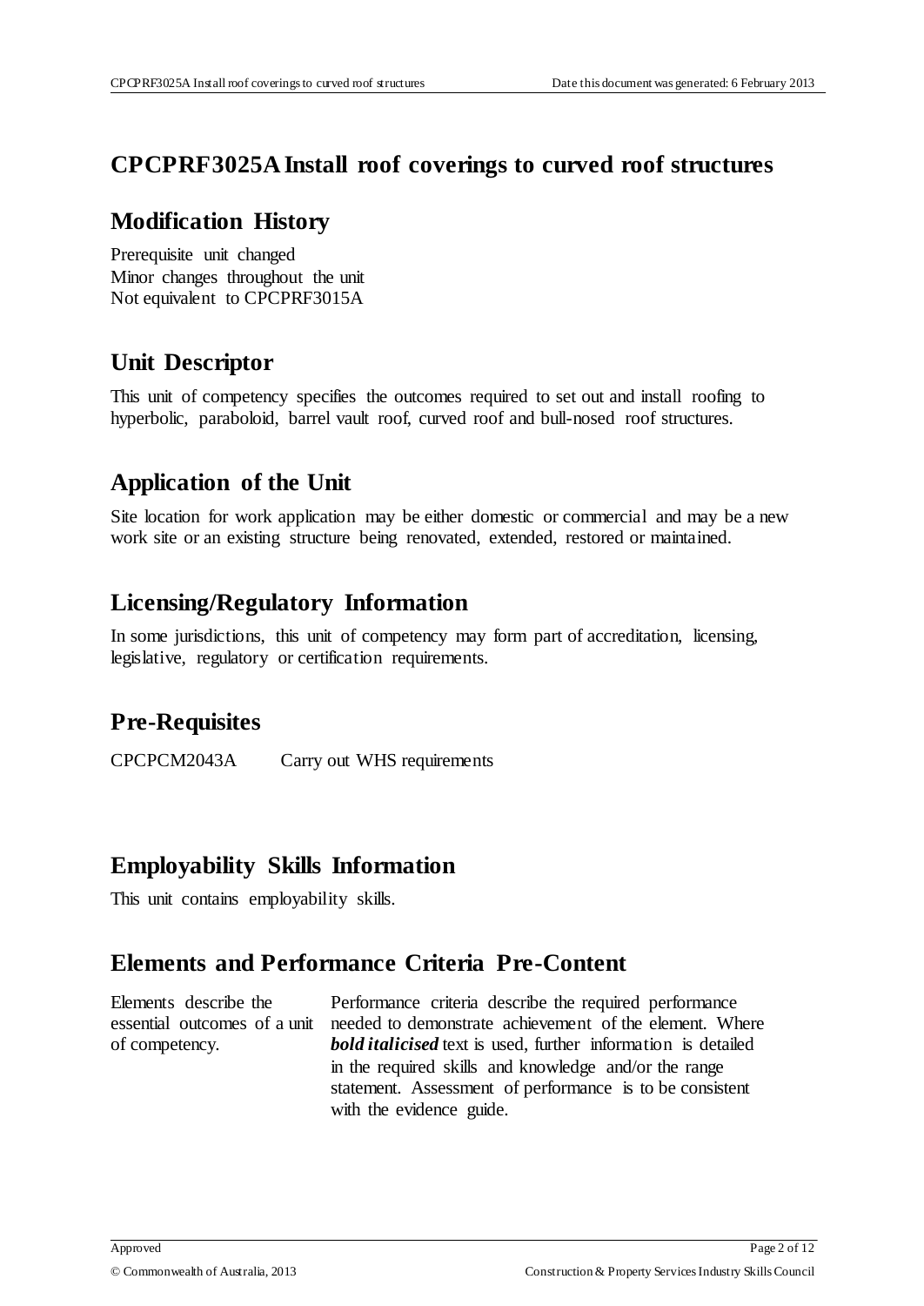# CPCPRF3025A Install roof coverings to curved roof structures

## Modification History

Prerequisite unit changed
Minor changes throughout the unit
Not equivalent to CPCPRF3015A

## Unit Descriptor

This unit of competency specifies the outcomes required to set out and install roofing to hyperbolic, paraboloid, barrel vault roof, curved roof and bull-nosed roof structures.

## Application of the Unit

Site location for work application may be either domestic or commercial and may be a new work site or an existing structure being renovated, extended, restored or maintained.

## Licensing/Regulatory Information

In some jurisdictions, this unit of competency may form part of accreditation, licensing, legislative, regulatory or certification requirements.

## Pre-Requisites

| | |
|---|---|
| CPCPCM2043A | Carry out WHS requirements |

## Employability Skills Information

This unit contains employability skills.

## Elements and Performance Criteria Pre-Content

| | |
|---|---|
| Elements describe the essential outcomes of a unit of competency. | Performance criteria describe the required performance needed to demonstrate achievement of the element. Where ***bold italicised*** text is used, further information is detailed in the required skills and knowledge and/or the range statement. Assessment of performance is to be consistent with the evidence guide. |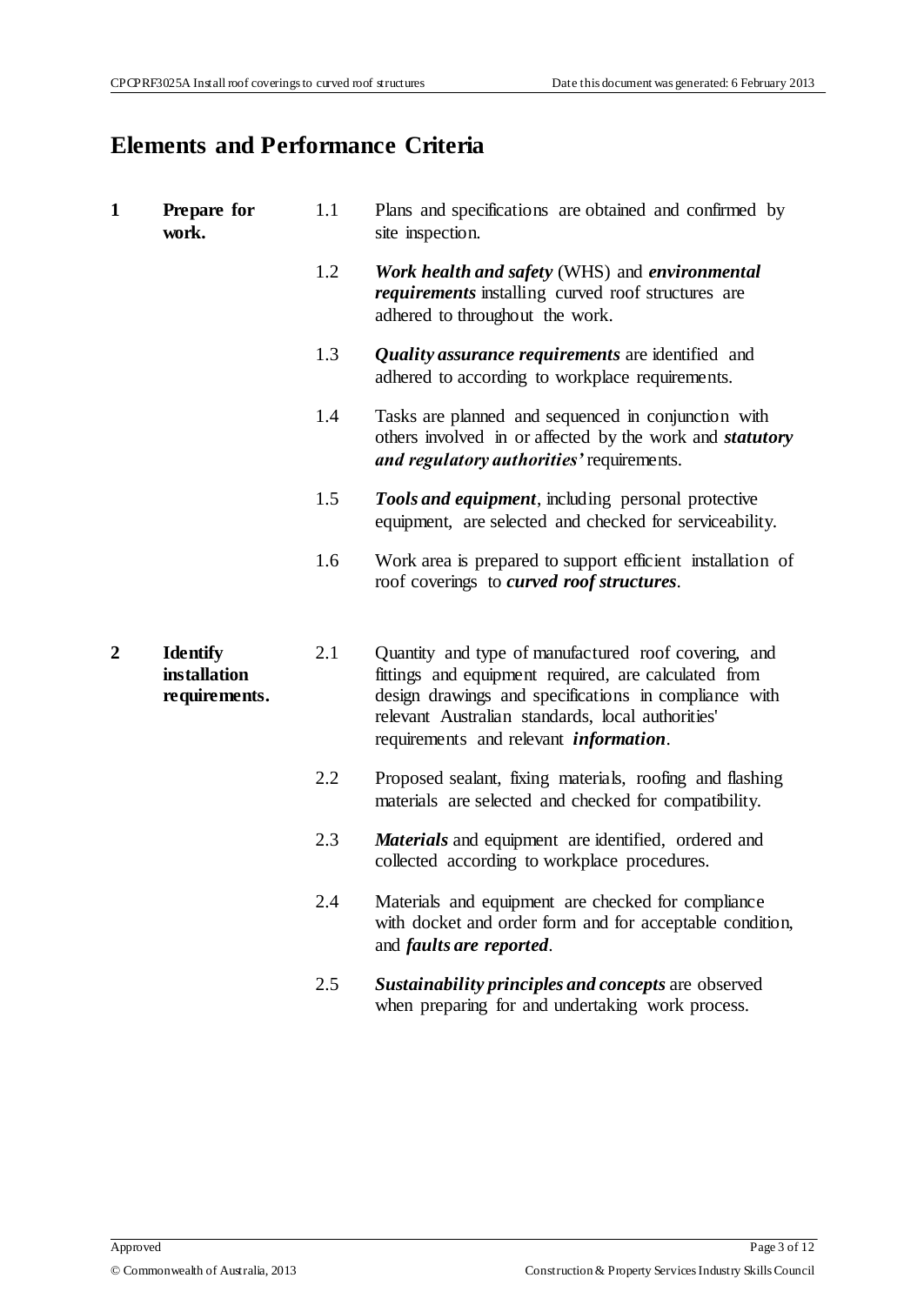## Elements and Performance Criteria

| | | | |
|---|---|---|---|
| **1** | **Prepare for work.** | 1.1 | Plans and specifications are obtained and confirmed by site inspection. |
| | | 1.2 | ***Work health and safety*** (WHS) and ***environmental requirements*** installing curved roof structures are adhered to throughout the work. |
| | | 1.3 | ***Quality assurance requirements*** are identified and adhered to according to workplace requirements. |
| | | 1.4 | Tasks are planned and sequenced in conjunction with others involved in or affected by the work and ***statutory and regulatory authorities'*** requirements. |
| | | 1.5 | ***Tools and equipment***, including personal protective equipment, are selected and checked for serviceability. |
| | | 1.6 | Work area is prepared to support efficient installation of roof coverings to ***curved roof structures***. |
| **2** | **Identify installation requirements.** | 2.1 | Quantity and type of manufactured roof covering, and fittings and equipment required, are calculated from design drawings and specifications in compliance with relevant Australian standards, local authorities' requirements and relevant ***information***. |
| | | 2.2 | Proposed sealant, fixing materials, roofing and flashing materials are selected and checked for compatibility. |
| | | 2.3 | ***Materials*** and equipment are identified, ordered and collected according to workplace procedures. |
| | | 2.4 | Materials and equipment are checked for compliance with docket and order form and for acceptable condition, and ***faults are reported***. |
| | | 2.5 | ***Sustainability principles and concepts*** are observed when preparing for and undertaking work process. |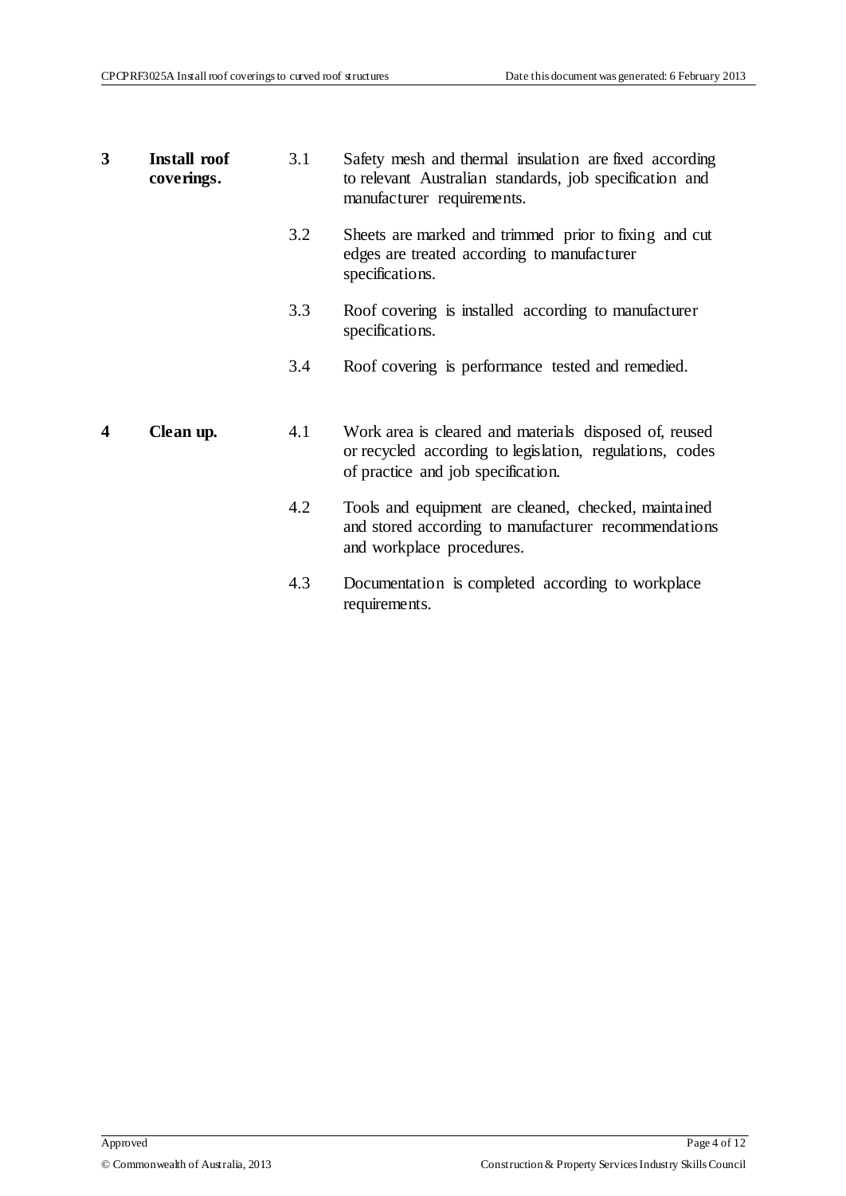| | | | |
|---|---|---|---|
| **3** | **Install roof coverings.** | 3.1 | Safety mesh and thermal insulation are fixed according to relevant Australian standards, job specification and manufacturer requirements. |
| | | 3.2 | Sheets are marked and trimmed prior to fixing and cut edges are treated according to manufacturer specifications. |
| | | 3.3 | Roof covering is installed according to manufacturer specifications. |
| | | 3.4 | Roof covering is performance tested and remedied. |
| **4** | **Clean up.** | 4.1 | Work area is cleared and materials disposed of, reused or recycled according to legislation, regulations, codes of practice and job specification. |
| | | 4.2 | Tools and equipment are cleaned, checked, maintained and stored according to manufacturer recommendations and workplace procedures. |
| | | 4.3 | Documentation is completed according to workplace requirements. |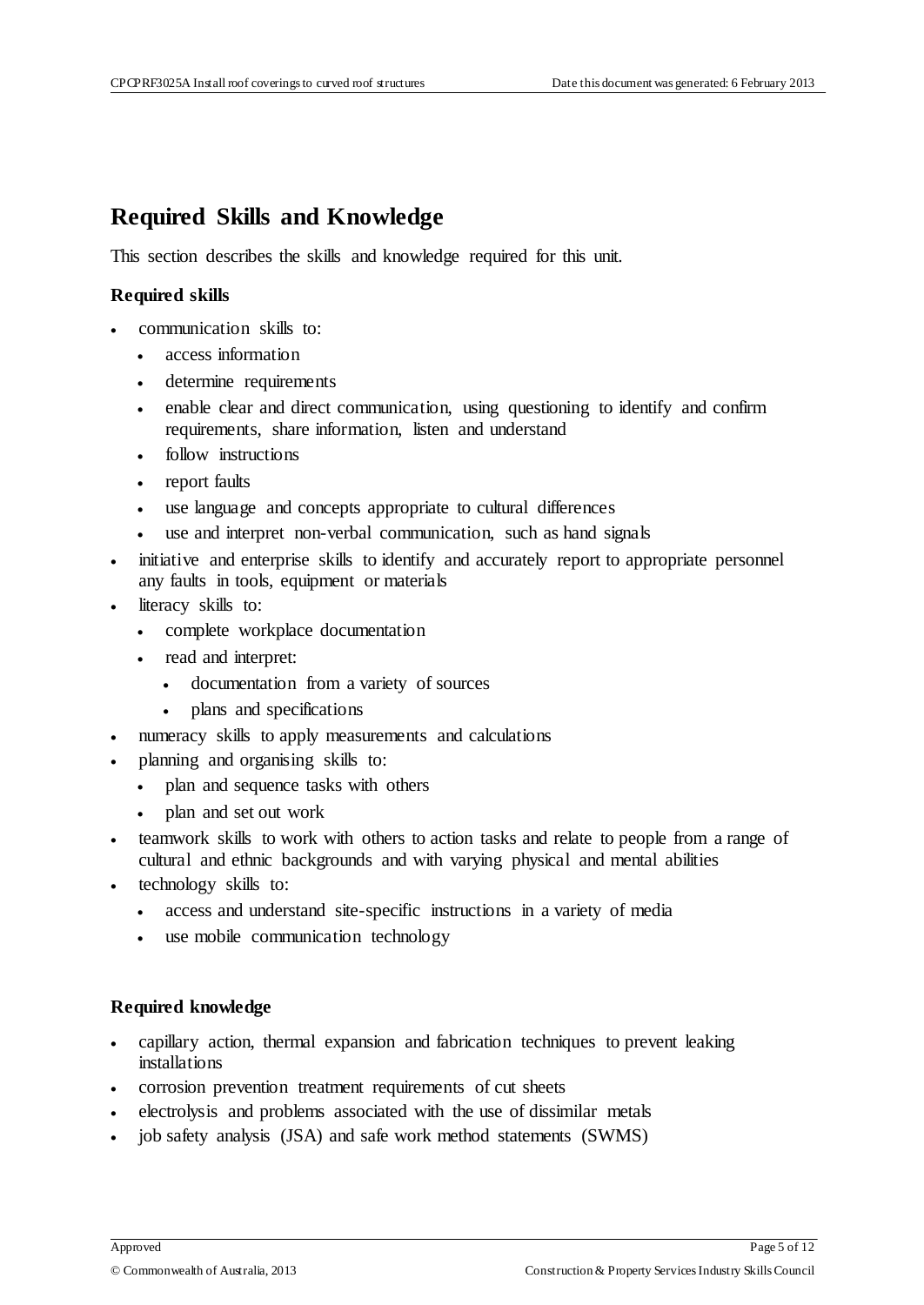# Required Skills and Knowledge

This section describes the skills and knowledge required for this unit.

### Required skills

- communication skills to:
  - access information
  - determine requirements
  - enable clear and direct communication, using questioning to identify and confirm requirements, share information, listen and understand
  - follow instructions
  - report faults
  - use language and concepts appropriate to cultural differences
  - use and interpret non-verbal communication, such as hand signals
- initiative and enterprise skills to identify and accurately report to appropriate personnel any faults in tools, equipment or materials
- literacy skills to:
  - complete workplace documentation
  - read and interpret:
    - documentation from a variety of sources
    - plans and specifications
- numeracy skills to apply measurements and calculations
- planning and organising skills to:
  - plan and sequence tasks with others
  - plan and set out work
- teamwork skills to work with others to action tasks and relate to people from a range of cultural and ethnic backgrounds and with varying physical and mental abilities
- technology skills to:
  - access and understand site-specific instructions in a variety of media
  - use mobile communication technology

### Required knowledge

- capillary action, thermal expansion and fabrication techniques to prevent leaking installations
- corrosion prevention treatment requirements of cut sheets
- electrolysis and problems associated with the use of dissimilar metals
- job safety analysis (JSA) and safe work method statements (SWMS)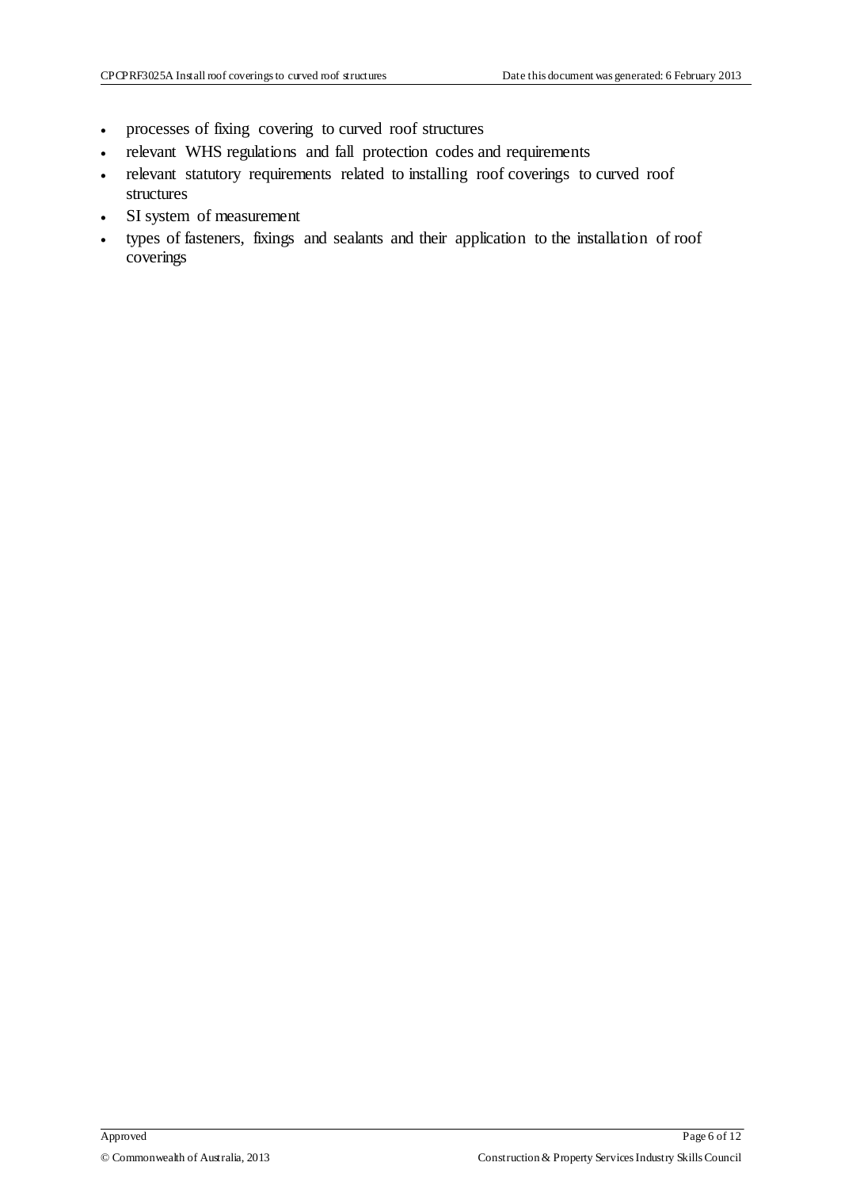- processes of fixing covering to curved roof structures
- relevant WHS regulations and fall protection codes and requirements
- relevant statutory requirements related to installing roof coverings to curved roof structures
- SI system of measurement
- types of fasteners, fixings and sealants and their application to the installation of roof coverings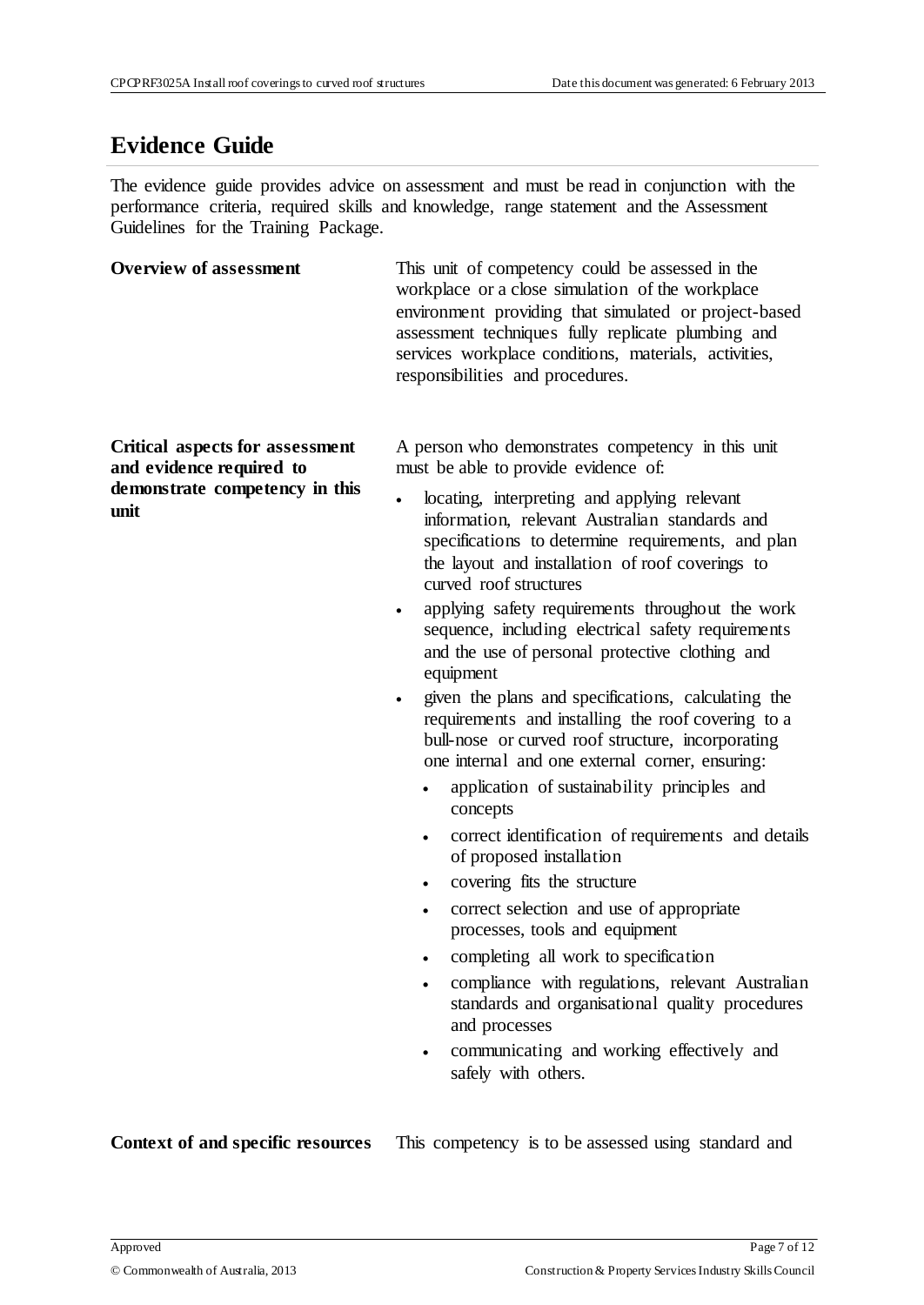## Evidence Guide

The evidence guide provides advice on assessment and must be read in conjunction with the performance criteria, required skills and knowledge, range statement and the Assessment Guidelines for the Training Package.

| | |
|---|---|
| **Overview of assessment** | This unit of competency could be assessed in the workplace or a close simulation of the workplace environment providing that simulated or project-based assessment techniques fully replicate plumbing and services workplace conditions, materials, activities, responsibilities and procedures. |
| **Critical aspects for assessment and evidence required to demonstrate competency in this unit** | A person who demonstrates competency in this unit must be able to provide evidence of:<br>• locating, interpreting and applying relevant information, relevant Australian standards and specifications to determine requirements, and plan the layout and installation of roof coverings to curved roof structures<br>• applying safety requirements throughout the work sequence, including electrical safety requirements and the use of personal protective clothing and equipment<br>• given the plans and specifications, calculating the requirements and installing the roof covering to a bull-nose or curved roof structure, incorporating one internal and one external corner, ensuring:<br>  • application of sustainability principles and concepts<br>  • correct identification of requirements and details of proposed installation<br>  • covering fits the structure<br>  • correct selection and use of appropriate processes, tools and equipment<br>  • completing all work to specification<br>  • compliance with regulations, relevant Australian standards and organisational quality procedures and processes<br>  • communicating and working effectively and safely with others. |
| **Context of and specific resources** | This competency is to be assessed using standard and |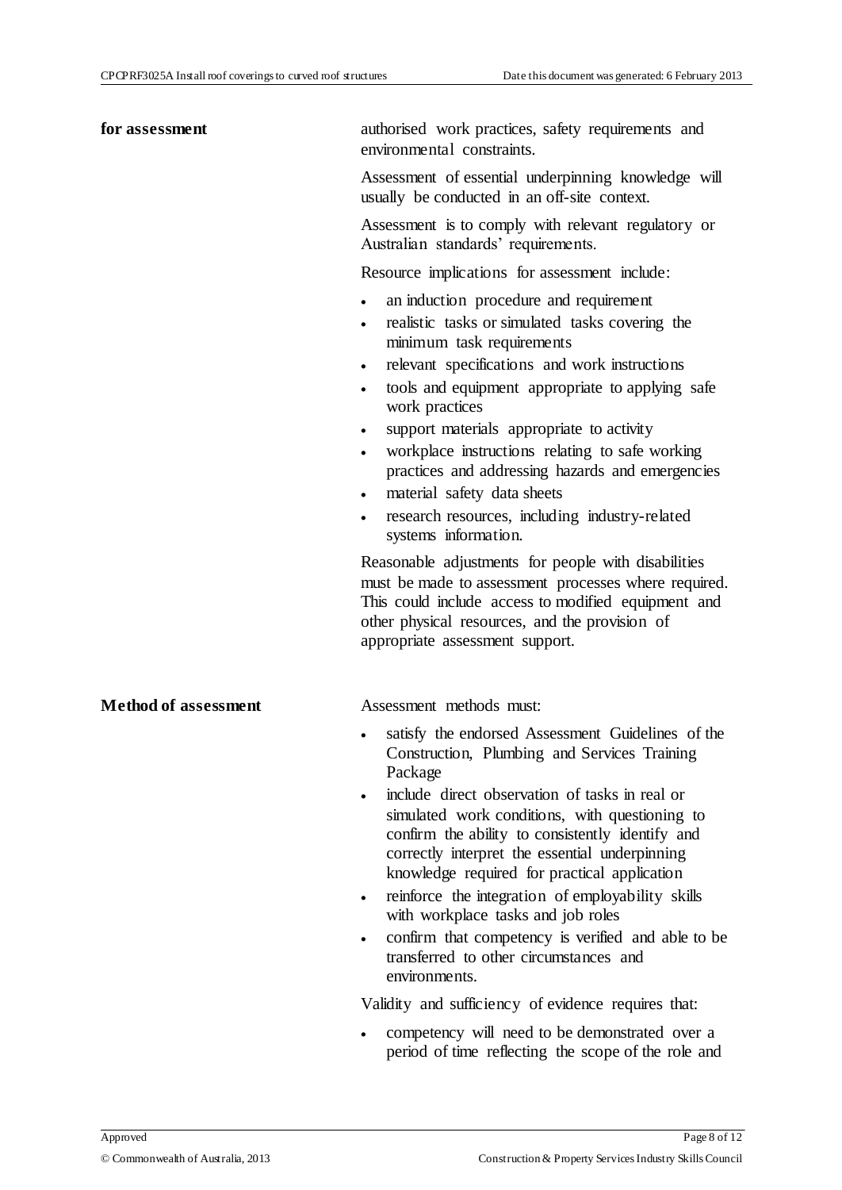| | |
|---|---|
| **for assessment** | authorised work practices, safety requirements and environmental constraints.<br><br>Assessment of essential underpinning knowledge will usually be conducted in an off-site context.<br><br>Assessment is to comply with relevant regulatory or Australian standards' requirements.<br><br>Resource implications for assessment include:<br><br>• an induction procedure and requirement<br>• realistic tasks or simulated tasks covering the minimum task requirements<br>• relevant specifications and work instructions<br>• tools and equipment appropriate to applying safe work practices<br>• support materials appropriate to activity<br>• workplace instructions relating to safe working practices and addressing hazards and emergencies<br>• material safety data sheets<br>• research resources, including industry-related systems information.<br><br>Reasonable adjustments for people with disabilities must be made to assessment processes where required. This could include access to modified equipment and other physical resources, and the provision of appropriate assessment support. |
| **Method of assessment** | Assessment methods must:<br><br>• satisfy the endorsed Assessment Guidelines of the Construction, Plumbing and Services Training Package<br>• include direct observation of tasks in real or simulated work conditions, with questioning to confirm the ability to consistently identify and correctly interpret the essential underpinning knowledge required for practical application<br>• reinforce the integration of employability skills with workplace tasks and job roles<br>• confirm that competency is verified and able to be transferred to other circumstances and environments.<br><br>Validity and sufficiency of evidence requires that:<br><br>• competency will need to be demonstrated over a period of time reflecting the scope of the role and |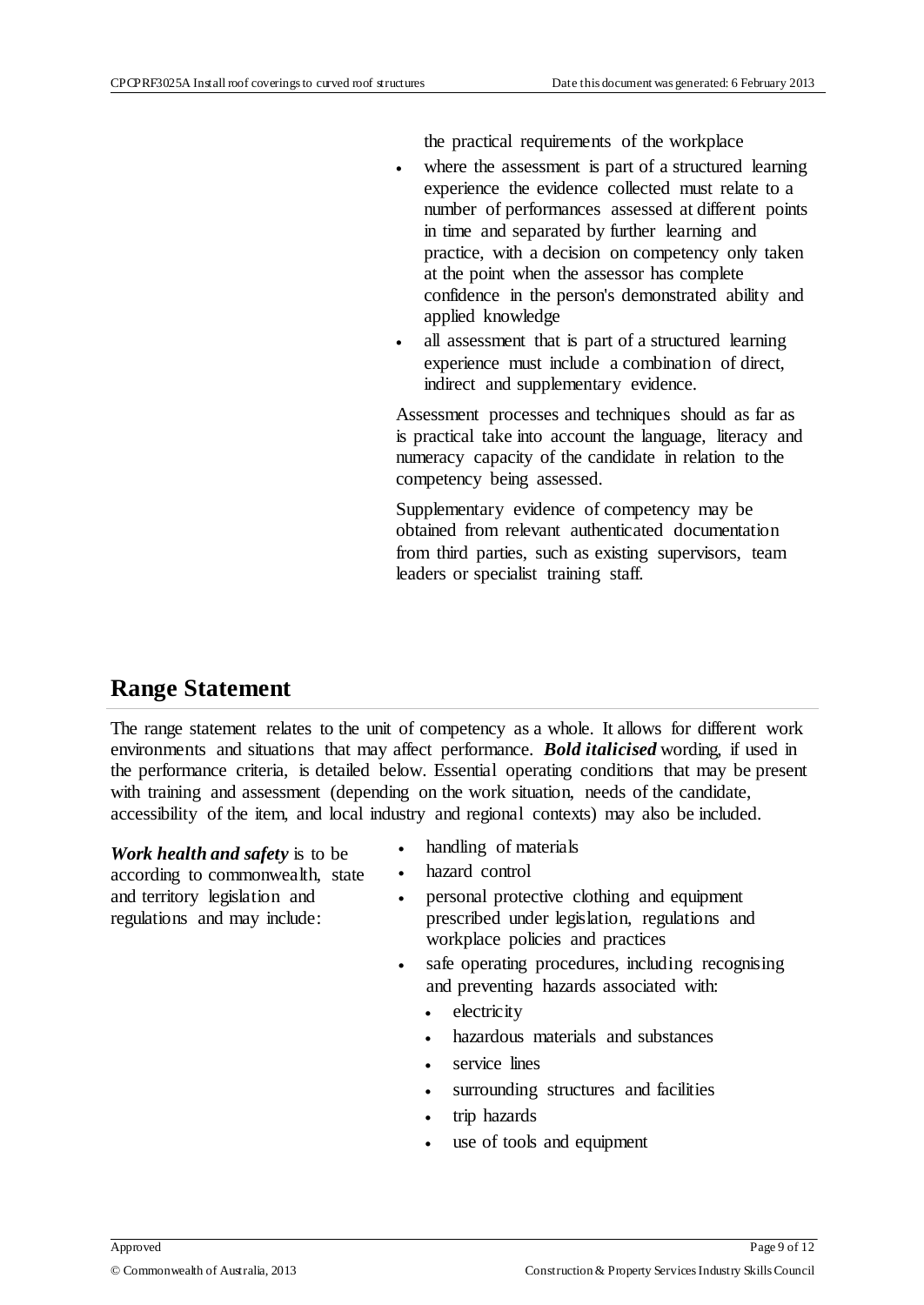the practical requirements of the workplace

- where the assessment is part of a structured learning experience the evidence collected must relate to a number of performances assessed at different points in time and separated by further learning and practice, with a decision on competency only taken at the point when the assessor has complete confidence in the person's demonstrated ability and applied knowledge
- all assessment that is part of a structured learning experience must include a combination of direct, indirect and supplementary evidence.

Assessment processes and techniques should as far as is practical take into account the language, literacy and numeracy capacity of the candidate in relation to the competency being assessed.

Supplementary evidence of competency may be obtained from relevant authenticated documentation from third parties, such as existing supervisors, team leaders or specialist training staff.

## Range Statement

The range statement relates to the unit of competency as a whole. It allows for different work environments and situations that may affect performance. ***Bold italicised*** wording, if used in the performance criteria, is detailed below. Essential operating conditions that may be present with training and assessment (depending on the work situation, needs of the candidate, accessibility of the item, and local industry and regional contexts) may also be included.

***Work health and safety*** is to be according to commonwealth, state and territory legislation and regulations and may include:

- handling of materials
- hazard control
- personal protective clothing and equipment prescribed under legislation, regulations and workplace policies and practices
- safe operating procedures, including recognising and preventing hazards associated with:
  - electricity
  - hazardous materials and substances
  - service lines
  - surrounding structures and facilities
  - trip hazards
  - use of tools and equipment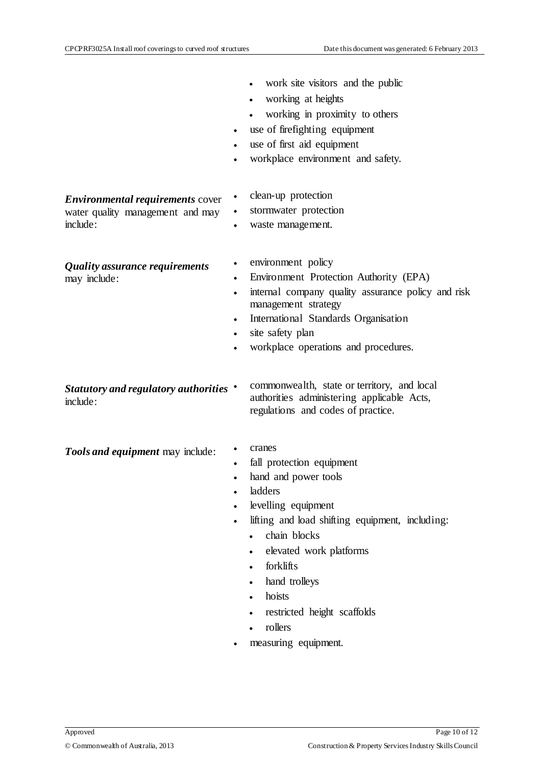- work site visitors and the public
- working at heights
- working in proximity to others
- use of firefighting equipment
- use of first aid equipment
- workplace environment and safety.

| | |
|---|---|
| ***Environmental requirements*** cover water quality management and may include: | - clean-up protection<br>- stormwater protection<br>- waste management. |
| ***Quality assurance requirements*** may include: | - environment policy<br>- Environment Protection Authority (EPA)<br>- internal company quality assurance policy and risk management strategy<br>- International Standards Organisation<br>- site safety plan<br>- workplace operations and procedures. |
| ***Statutory and regulatory authorities*** include: | - commonwealth, state or territory, and local authorities administering applicable Acts, regulations and codes of practice. |
| ***Tools and equipment*** may include: | - cranes<br>- fall protection equipment<br>- hand and power tools<br>- ladders<br>- levelling equipment<br>- lifting and load shifting equipment, including:<br>&nbsp;&nbsp;- chain blocks<br>&nbsp;&nbsp;- elevated work platforms<br>&nbsp;&nbsp;- forklifts<br>&nbsp;&nbsp;- hand trolleys<br>&nbsp;&nbsp;- hoists<br>&nbsp;&nbsp;- restricted height scaffolds<br>&nbsp;&nbsp;- rollers<br>- measuring equipment. |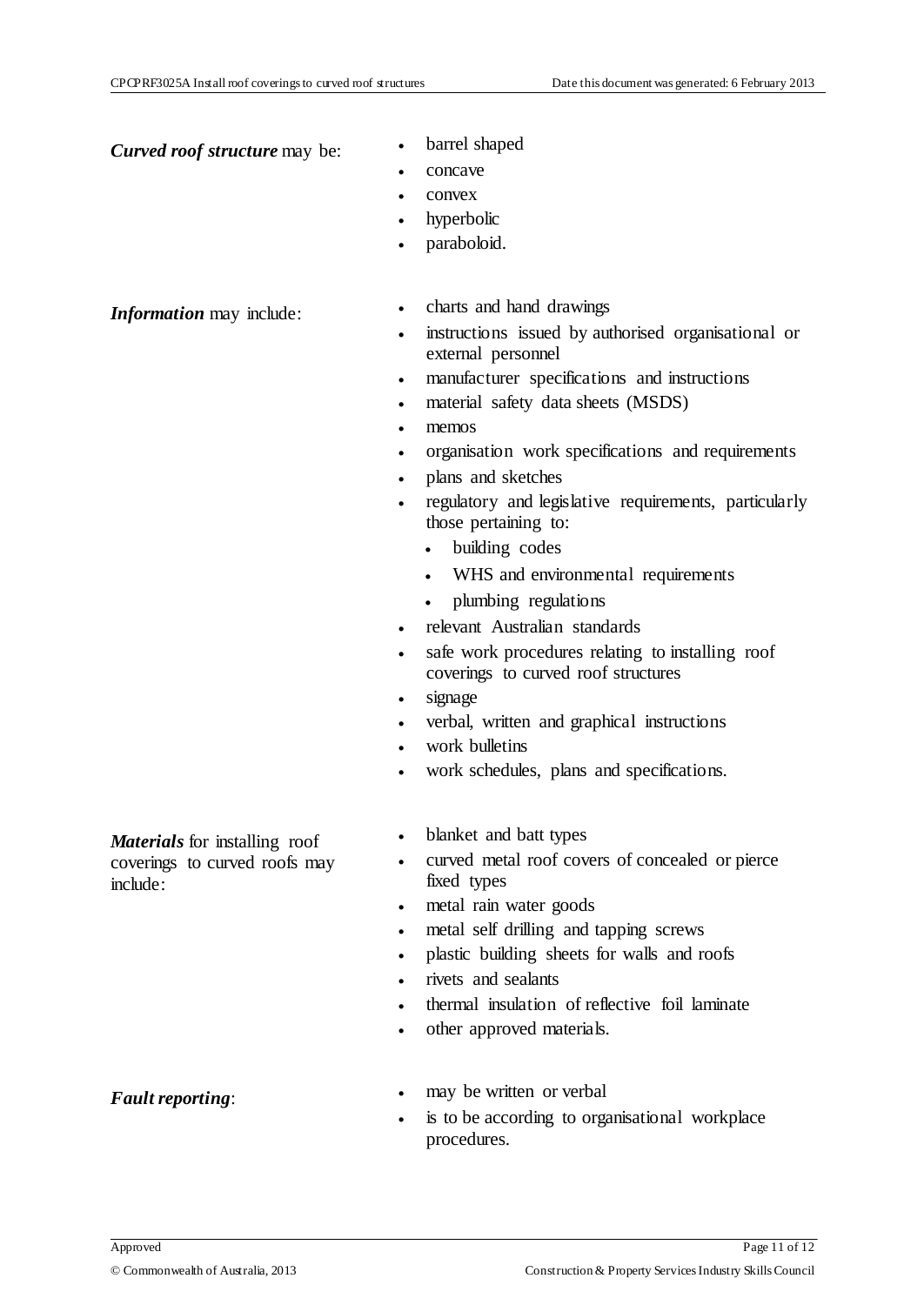| | |
|---|---|
| ***Curved roof structure*** may be: | • barrel shaped<br>• concave<br>• convex<br>• hyperbolic<br>• paraboloid. |
| ***Information*** may include: | • charts and hand drawings<br>• instructions issued by authorised organisational or external personnel<br>• manufacturer specifications and instructions<br>• material safety data sheets (MSDS)<br>• memos<br>• organisation work specifications and requirements<br>• plans and sketches<br>• regulatory and legislative requirements, particularly those pertaining to:<br>  • building codes<br>  • WHS and environmental requirements<br>  • plumbing regulations<br>• relevant Australian standards<br>• safe work procedures relating to installing roof coverings to curved roof structures<br>• signage<br>• verbal, written and graphical instructions<br>• work bulletins<br>• work schedules, plans and specifications. |
| ***Materials*** for installing roof coverings to curved roofs may include: | • blanket and batt types<br>• curved metal roof covers of concealed or pierce fixed types<br>• metal rain water goods<br>• metal self drilling and tapping screws<br>• plastic building sheets for walls and roofs<br>• rivets and sealants<br>• thermal insulation of reflective foil laminate<br>• other approved materials. |
| ***Fault reporting***: | • may be written or verbal<br>• is to be according to organisational workplace procedures. |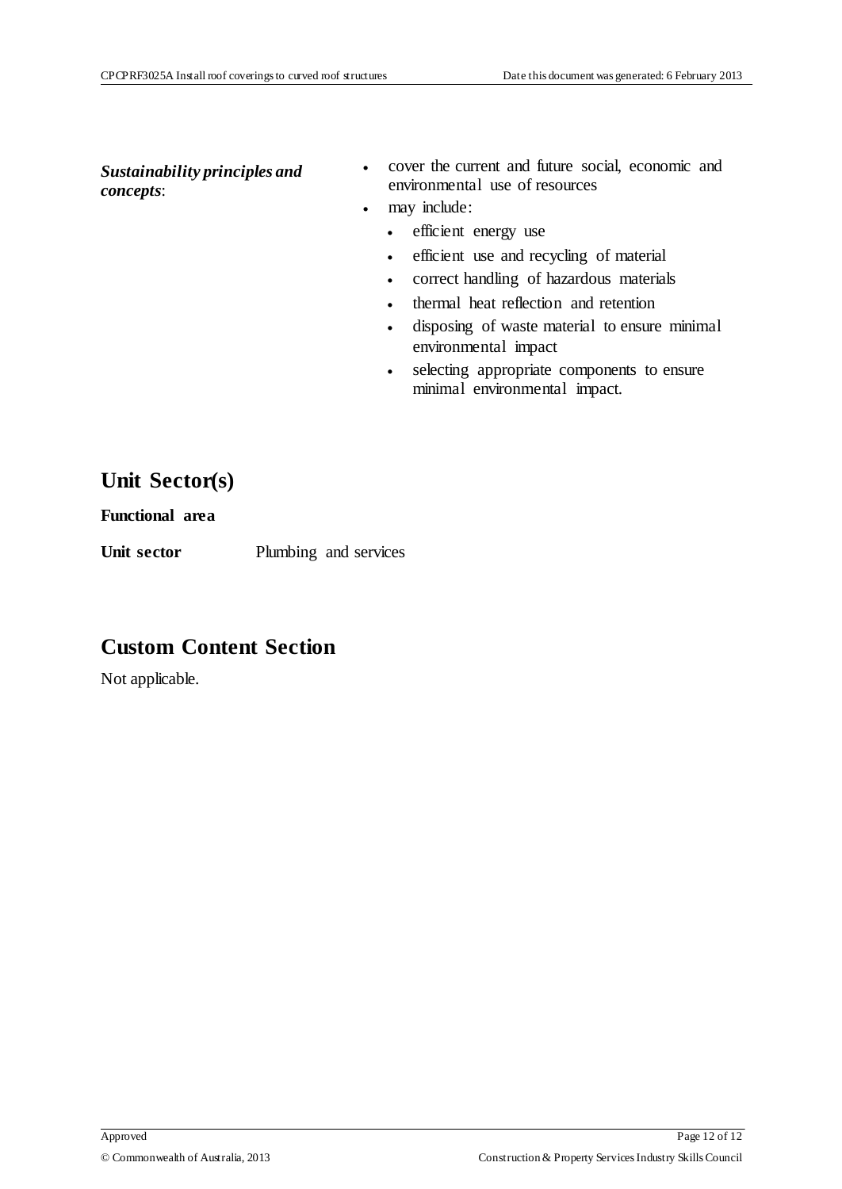| | |
|---|---|
| ***Sustainability principles and concepts***: | • cover the current and future social, economic and environmental use of resources<br>• may include:<br>&nbsp;&nbsp;• efficient energy use<br>&nbsp;&nbsp;• efficient use and recycling of material<br>&nbsp;&nbsp;• correct handling of hazardous materials<br>&nbsp;&nbsp;• thermal heat reflection and retention<br>&nbsp;&nbsp;• disposing of waste material to ensure minimal environmental impact<br>&nbsp;&nbsp;• selecting appropriate components to ensure minimal environmental impact. |

## Unit Sector(s)

**Functional area**

**Unit sector** Plumbing and services

## Custom Content Section

Not applicable.